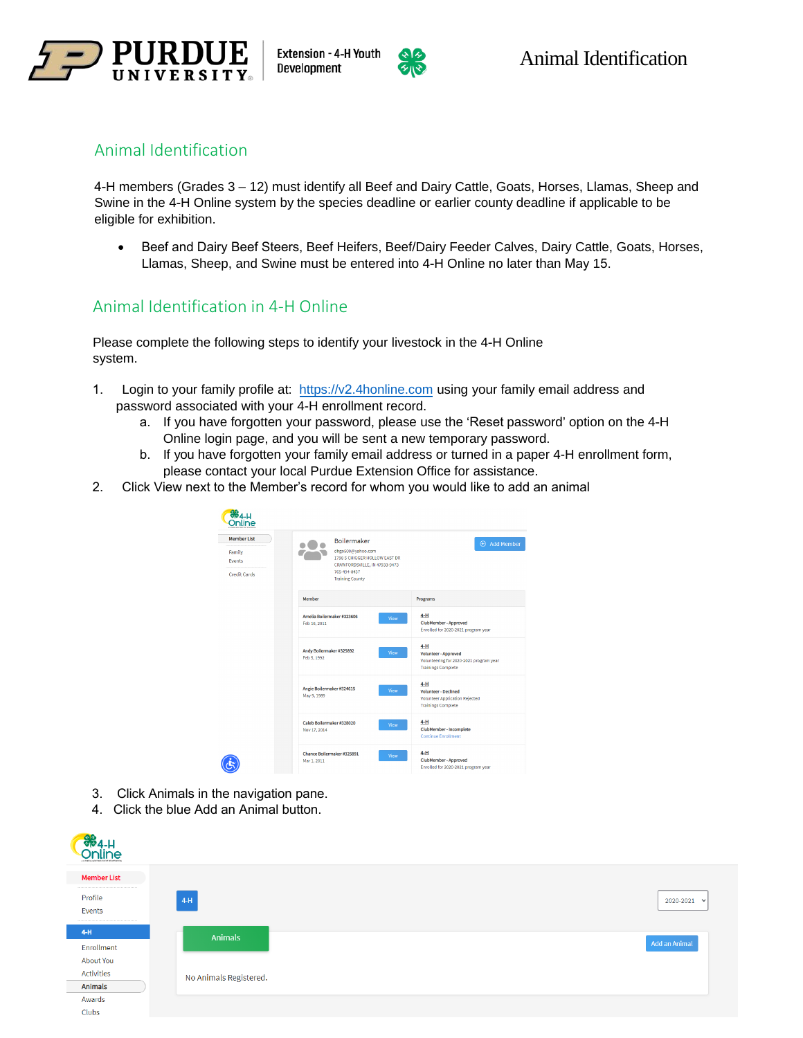# Animal Identification

## Animal Identification

4-H members (Grades 3 – 12) must identify all Beef and Dairy Cattle, Goats, Horses, Llamas, Sheep and Swine in the 4-H Online system by the species deadline or earlier county deadline if applicable to be eligible for exhibition.

- Beef and Dairy Beef Steers, Beef Heifers, Beef/Dairy Feeder Calves, Dairy Cattle, Goats, Horses, Llamas, Sheep, and Swine must be entered into 4-H Online no later than May 15.

## Animal Identification in 4-H Online

Please complete the following steps to identify your livestock in the 4-H Online system.

1. Login to your family profile at: https://v2.4honline.com using your family email address and password associated with your 4-H enrollment record.
   a. If you have forgotten your password, please use the 'Reset password' option on the 4-H Online login page, and you will be sent a new temporary password.
   b. If you have forgotten your family email address or turned in a paper 4-H enrollment form, please contact your local Purdue Extension Office for assistance.
2. Click View next to the Member's record for whom you would like to add an animal
3. Click Animals in the navigation pane.
4. Click the blue Add an Animal button.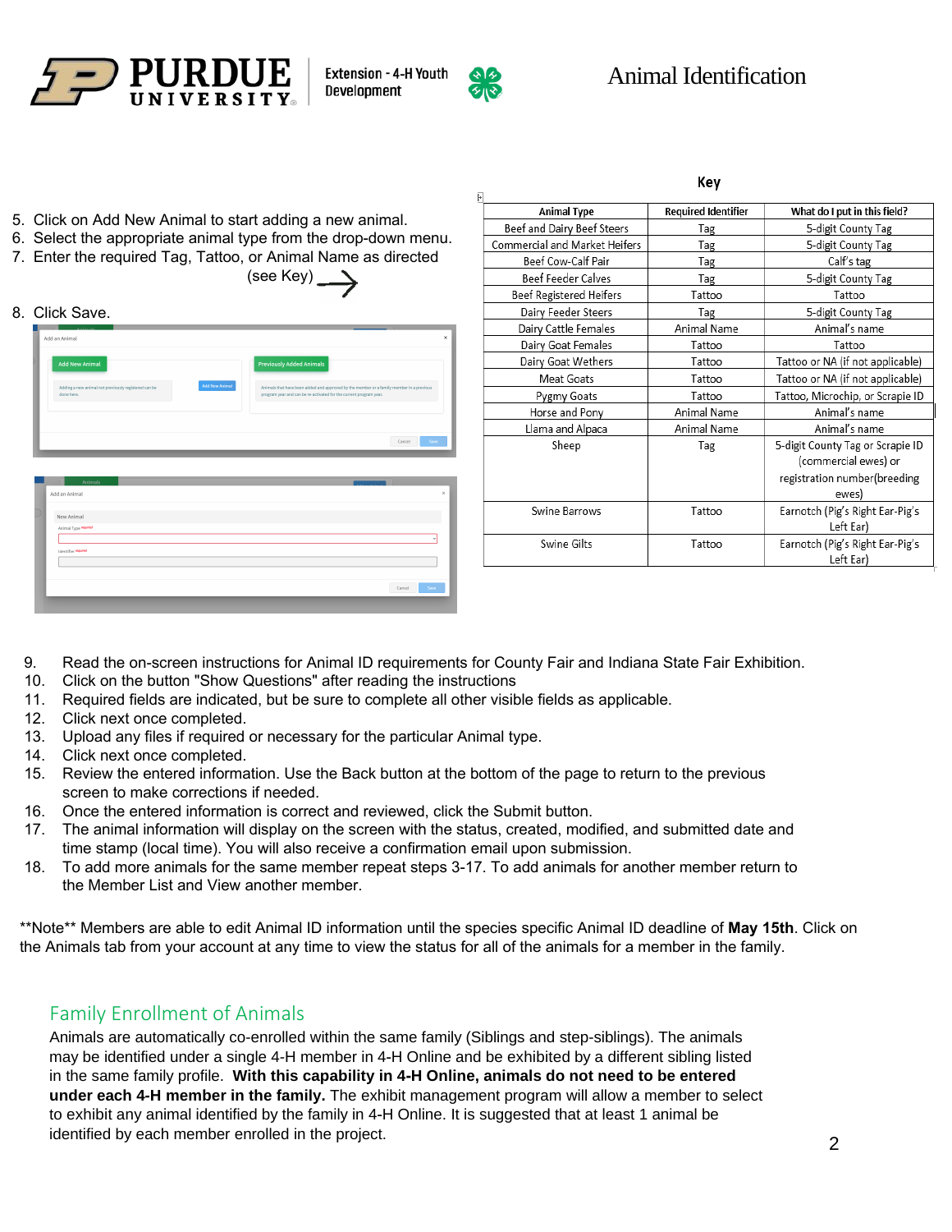# Animal Identification

5. Click on Add New Animal to start adding a new animal.
6. Select the appropriate animal type from the drop-down menu.
7. Enter the required Tag, Tattoo, or Animal Name as directed (see Key)
8. Click Save.

**Key**

| Animal Type | Required Identifier | What do I put in this field? |
|---|---|---|
| Beef and Dairy Beef Steers | Tag | 5-digit County Tag |
| Commercial and Market Heifers | Tag | 5-digit County Tag |
| Beef Cow-Calf Pair | Tag | Calf's tag |
| Beef Feeder Calves | Tag | 5-digit County Tag |
| Beef Registered Heifers | Tattoo | Tattoo |
| Dairy Feeder Steers | Tag | 5-digit County Tag |
| Dairy Cattle Females | Animal Name | Animal's name |
| Dairy Goat Females | Tattoo | Tattoo |
| Dairy Goat Wethers | Tattoo | Tattoo or NA (if not applicable) |
| Meat Goats | Tattoo | Tattoo or NA (if not applicable) |
| Pygmy Goats | Tattoo | Tattoo, Microchip, or Scrapie ID |
| Horse and Pony | Animal Name | Animal's name |
| Llama and Alpaca | Animal Name | Animal's name |
| Sheep | Tag | 5-digit County Tag or Scrapie ID (commercial ewes) or registration number(breeding ewes) |
| Swine Barrows | Tattoo | Earnotch (Pig's Right Ear-Pig's Left Ear) |
| Swine Gilts | Tattoo | Earnotch (Pig's Right Ear-Pig's Left Ear) |

9. Read the on-screen instructions for Animal ID requirements for County Fair and Indiana State Fair Exhibition.
10. Click on the button "Show Questions" after reading the instructions
11. Required fields are indicated, but be sure to complete all other visible fields as applicable.
12. Click next once completed.
13. Upload any files if required or necessary for the particular Animal type.
14. Click next once completed.
15. Review the entered information. Use the Back button at the bottom of the page to return to the previous screen to make corrections if needed.
16. Once the entered information is correct and reviewed, click the Submit button.
17. The animal information will display on the screen with the status, created, modified, and submitted date and time stamp (local time). You will also receive a confirmation email upon submission.
18. To add more animals for the same member repeat steps 3-17. To add animals for another member return to the Member List and View another member.

**Note** Members are able to edit Animal ID information until the species specific Animal ID deadline of **May 15th**. Click on the Animals tab from your account at any time to view the status for all of the animals for a member in the family.

## Family Enrollment of Animals

Animals are automatically co-enrolled within the same family (Siblings and step-siblings). The animals may be identified under a single 4-H member in 4-H Online and be exhibited by a different sibling listed in the same family profile. **With this capability in 4-H Online, animals do not need to be entered under each 4-H member in the family.** The exhibit management program will allow a member to select to exhibit any animal identified by the family in 4-H Online. It is suggested that at least 1 animal be identified by each member enrolled in the project.